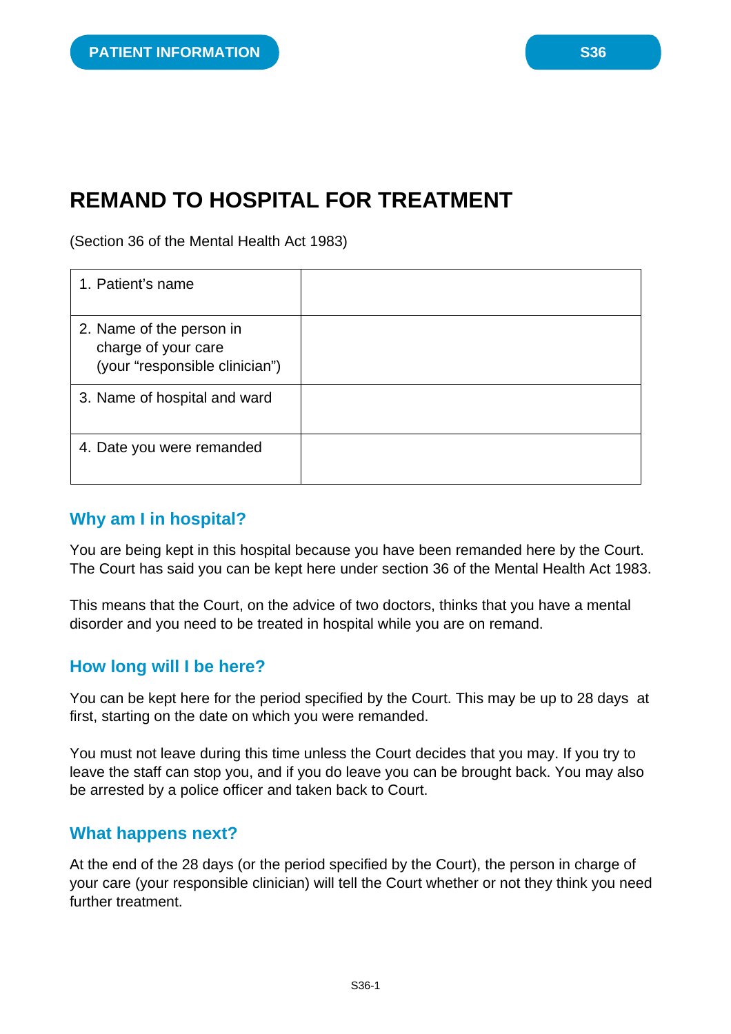PATIENT INFORMATION

S36

# REMAND TO HOSPITAL FOR TREATMENT

(Section 36 of the Mental Health Act 1983)

| | |
|---|---|
| 1. Patient's name | |
| 2. Name of the person in charge of your care (your "responsible clinician") | |
| 3. Name of hospital and ward | |
| 4. Date you were remanded | |

## Why am I in hospital?

You are being kept in this hospital because you have been remanded here by the Court. The Court has said you can be kept here under section 36 of the Mental Health Act 1983.

This means that the Court, on the advice of two doctors, thinks that you have a mental disorder and you need to be treated in hospital while you are on remand.

## How long will I be here?

You can be kept here for the period specified by the Court. This may be up to 28 days at first, starting on the date on which you were remanded.

You must not leave during this time unless the Court decides that you may. If you try to leave the staff can stop you, and if you do leave you can be brought back. You may also be arrested by a police officer and taken back to Court.

## What happens next?

At the end of the 28 days (or the period specified by the Court), the person in charge of your care (your responsible clinician) will tell the Court whether or not they think you need further treatment.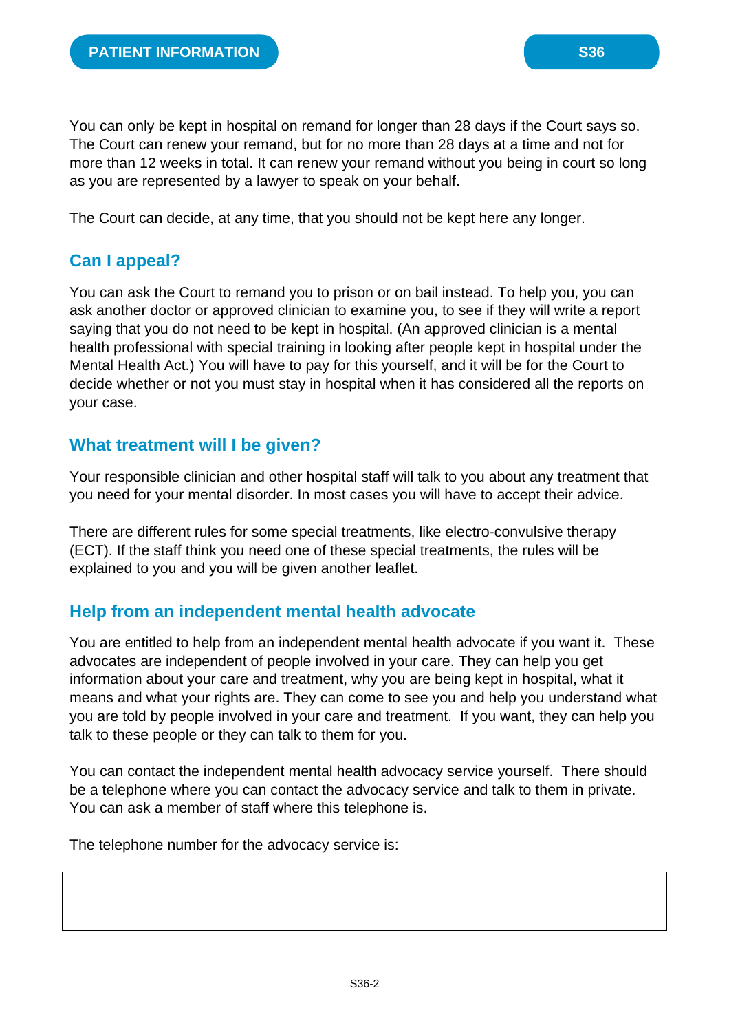You can only be kept in hospital on remand for longer than 28 days if the Court says so. The Court can renew your remand, but for no more than 28 days at a time and not for more than 12 weeks in total. It can renew your remand without you being in court so long as you are represented by a lawyer to speak on your behalf.

The Court can decide, at any time, that you should not be kept here any longer.

## Can I appeal?

You can ask the Court to remand you to prison or on bail instead. To help you, you can ask another doctor or approved clinician to examine you, to see if they will write a report saying that you do not need to be kept in hospital. (An approved clinician is a mental health professional with special training in looking after people kept in hospital under the Mental Health Act.) You will have to pay for this yourself, and it will be for the Court to decide whether or not you must stay in hospital when it has considered all the reports on your case.

## What treatment will I be given?

Your responsible clinician and other hospital staff will talk to you about any treatment that you need for your mental disorder. In most cases you will have to accept their advice.

There are different rules for some special treatments, like electro-convulsive therapy (ECT). If the staff think you need one of these special treatments, the rules will be explained to you and you will be given another leaflet.

## Help from an independent mental health advocate

You are entitled to help from an independent mental health advocate if you want it. These advocates are independent of people involved in your care. They can help you get information about your care and treatment, why you are being kept in hospital, what it means and what your rights are. They can come to see you and help you understand what you are told by people involved in your care and treatment. If you want, they can help you talk to these people or they can talk to them for you.

You can contact the independent mental health advocacy service yourself. There should be a telephone where you can contact the advocacy service and talk to them in private. You can ask a member of staff where this telephone is.

The telephone number for the advocacy service is:

| |
|---|
| |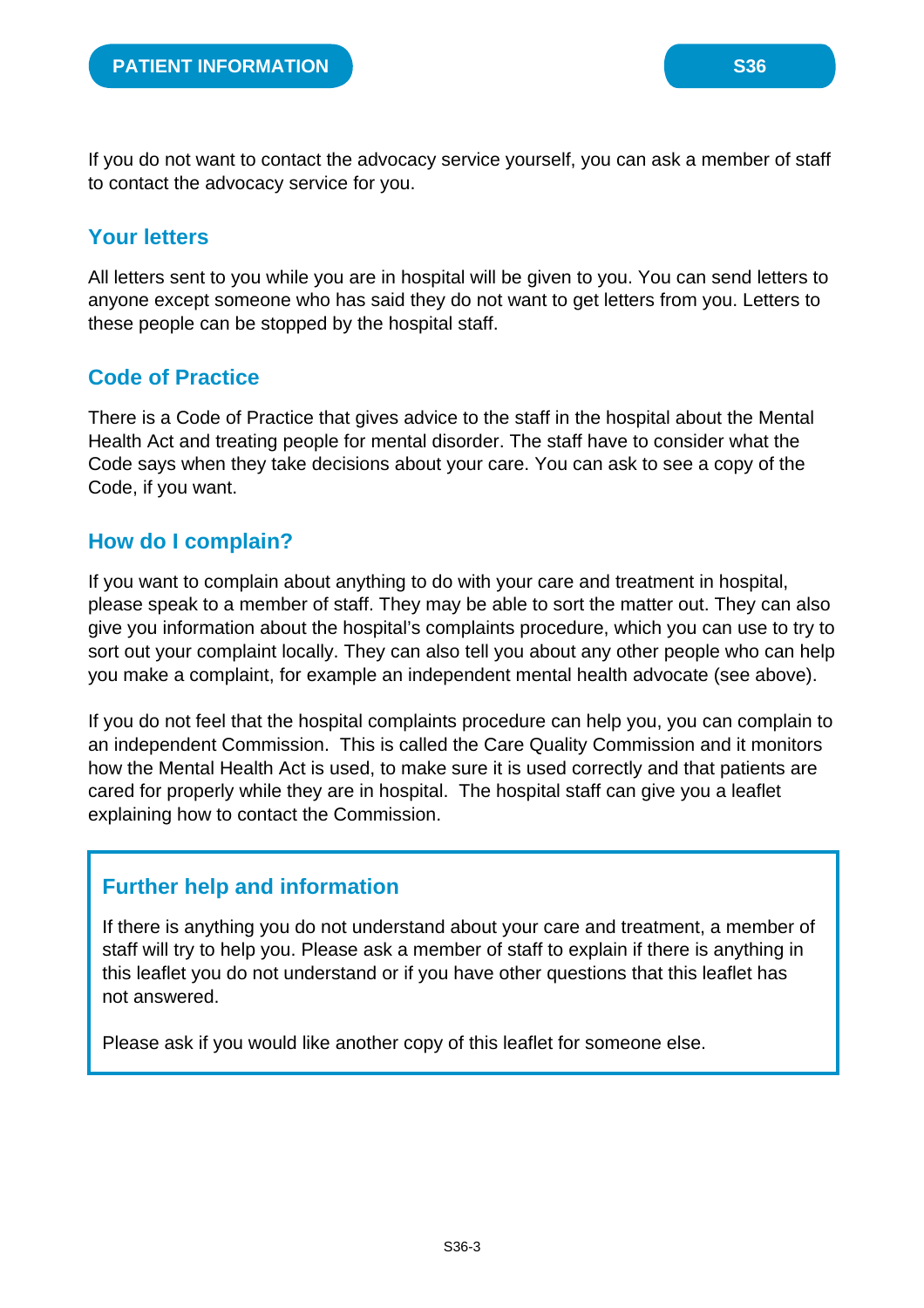If you do not want to contact the advocacy service yourself, you can ask a member of staff to contact the advocacy service for you.

## Your letters

All letters sent to you while you are in hospital will be given to you. You can send letters to anyone except someone who has said they do not want to get letters from you. Letters to these people can be stopped by the hospital staff.

## Code of Practice

There is a Code of Practice that gives advice to the staff in the hospital about the Mental Health Act and treating people for mental disorder. The staff have to consider what the Code says when they take decisions about your care. You can ask to see a copy of the Code, if you want.

## How do I complain?

If you want to complain about anything to do with your care and treatment in hospital, please speak to a member of staff. They may be able to sort the matter out. They can also give you information about the hospital's complaints procedure, which you can use to try to sort out your complaint locally. They can also tell you about any other people who can help you make a complaint, for example an independent mental health advocate (see above).

If you do not feel that the hospital complaints procedure can help you, you can complain to an independent Commission. This is called the Care Quality Commission and it monitors how the Mental Health Act is used, to make sure it is used correctly and that patients are cared for properly while they are in hospital. The hospital staff can give you a leaflet explaining how to contact the Commission.

## Further help and information

If there is anything you do not understand about your care and treatment, a member of staff will try to help you. Please ask a member of staff to explain if there is anything in this leaflet you do not understand or if you have other questions that this leaflet has not answered.

Please ask if you would like another copy of this leaflet for someone else.